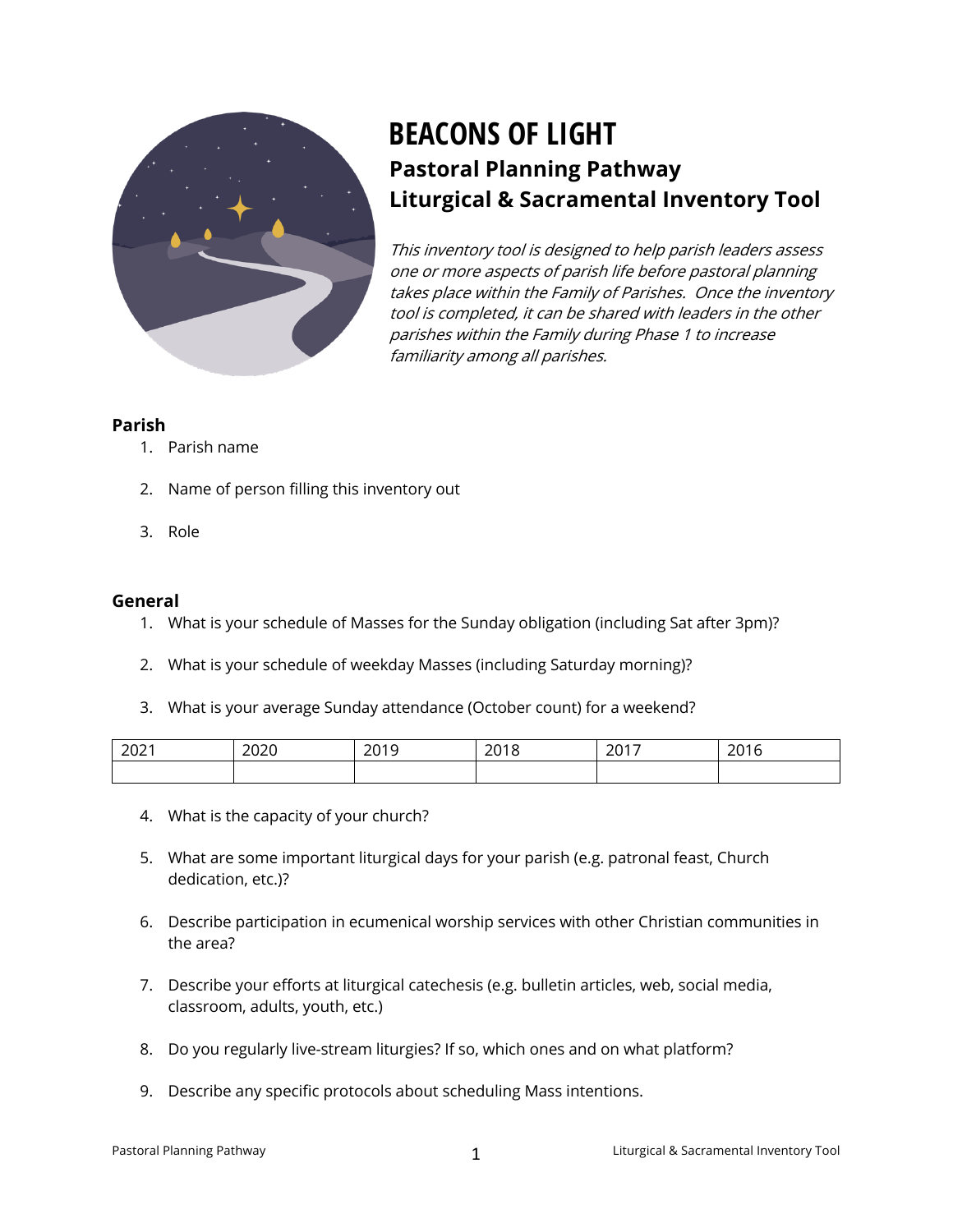# BEACONS OF LIGHT

## Pastoral Planning Pathway

## Liturgical & Sacramental Inventory Tool

*This inventory tool is designed to help parish leaders assess one or more aspects of parish life before pastoral planning takes place within the Family of Parishes. Once the inventory tool is completed, it can be shared with leaders in the other parishes within the Family during Phase 1 to increase familiarity among all parishes.*

### Parish

1. Parish name
2. Name of person filling this inventory out
3. Role

### General

1. What is your schedule of Masses for the Sunday obligation (including Sat after 3pm)?
2. What is your schedule of weekday Masses (including Saturday morning)?
3. What is your average Sunday attendance (October count) for a weekend?

| 2021 | 2020 | 2019 | 2018 | 2017 | 2016 |
|---|---|---|---|---|---|
| | | | | | |

4. What is the capacity of your church?
5. What are some important liturgical days for your parish (e.g. patronal feast, Church dedication, etc.)?
6. Describe participation in ecumenical worship services with other Christian communities in the area?
7. Describe your efforts at liturgical catechesis (e.g. bulletin articles, web, social media, classroom, adults, youth, etc.)
8. Do you regularly live-stream liturgies? If so, which ones and on what platform?
9. Describe any specific protocols about scheduling Mass intentions.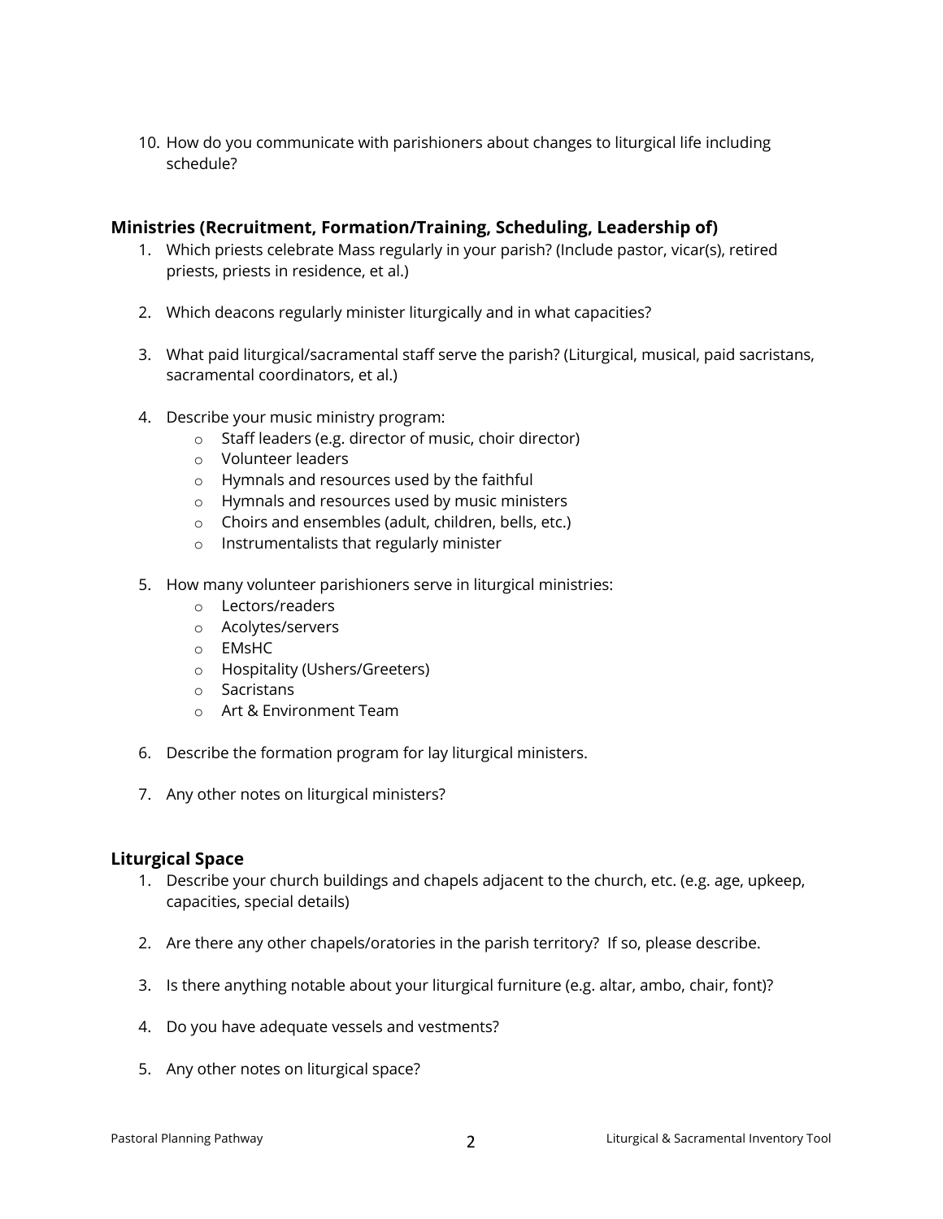10. How do you communicate with parishioners about changes to liturgical life including schedule?

### Ministries (Recruitment, Formation/Training, Scheduling, Leadership of)

1. Which priests celebrate Mass regularly in your parish? (Include pastor, vicar(s), retired priests, priests in residence, et al.)

2. Which deacons regularly minister liturgically and in what capacities?

3. What paid liturgical/sacramental staff serve the parish? (Liturgical, musical, paid sacristans, sacramental coordinators, et al.)

4. Describe your music ministry program:
   - Staff leaders (e.g. director of music, choir director)
   - Volunteer leaders
   - Hymnals and resources used by the faithful
   - Hymnals and resources used by music ministers
   - Choirs and ensembles (adult, children, bells, etc.)
   - Instrumentalists that regularly minister

5. How many volunteer parishioners serve in liturgical ministries:
   - Lectors/readers
   - Acolytes/servers
   - EMsHC
   - Hospitality (Ushers/Greeters)
   - Sacristans
   - Art & Environment Team

6. Describe the formation program for lay liturgical ministers.

7. Any other notes on liturgical ministers?

### Liturgical Space

1. Describe your church buildings and chapels adjacent to the church, etc. (e.g. age, upkeep, capacities, special details)

2. Are there any other chapels/oratories in the parish territory? If so, please describe.

3. Is there anything notable about your liturgical furniture (e.g. altar, ambo, chair, font)?

4. Do you have adequate vessels and vestments?

5. Any other notes on liturgical space?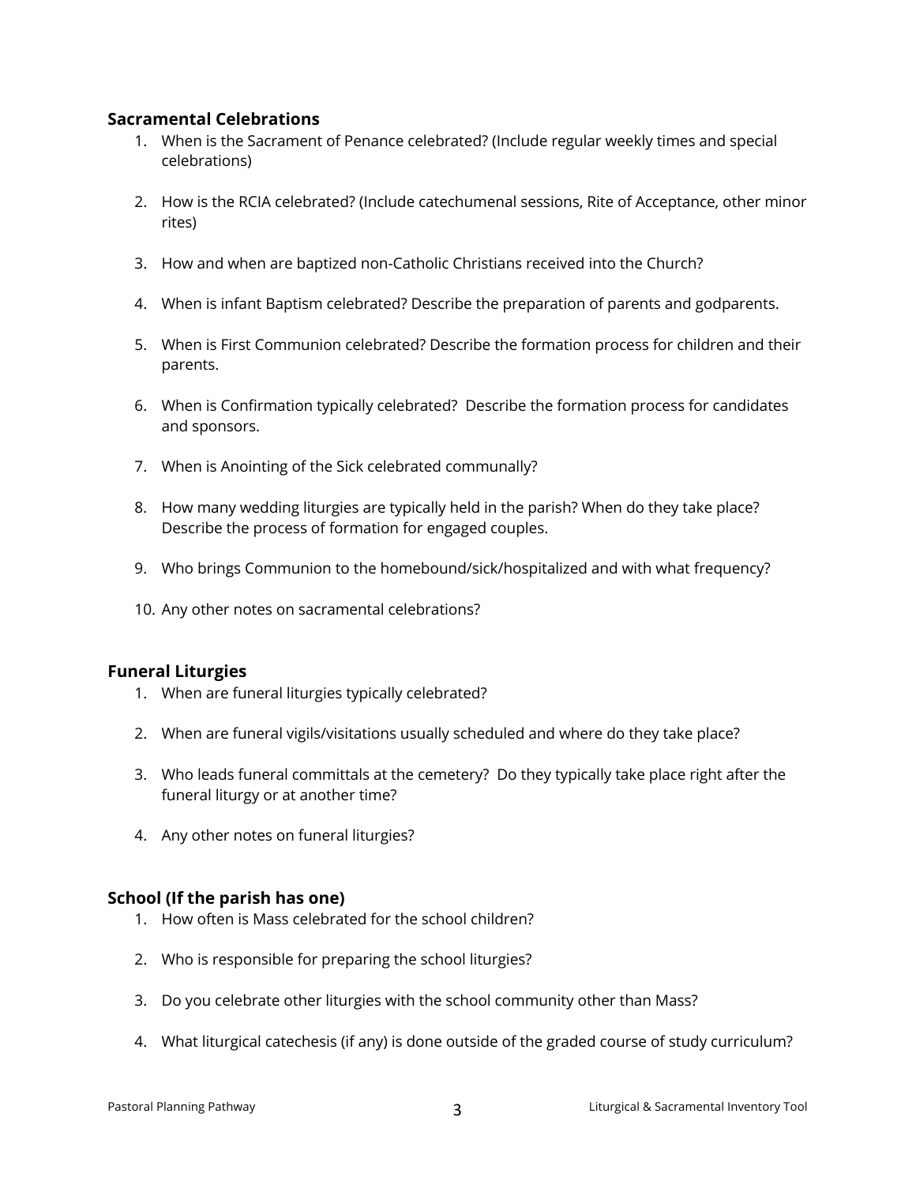### Sacramental Celebrations

1. When is the Sacrament of Penance celebrated? (Include regular weekly times and special celebrations)

2. How is the RCIA celebrated? (Include catechumenal sessions, Rite of Acceptance, other minor rites)

3. How and when are baptized non-Catholic Christians received into the Church?

4. When is infant Baptism celebrated? Describe the preparation of parents and godparents.

5. When is First Communion celebrated? Describe the formation process for children and their parents.

6. When is Confirmation typically celebrated? Describe the formation process for candidates and sponsors.

7. When is Anointing of the Sick celebrated communally?

8. How many wedding liturgies are typically held in the parish? When do they take place? Describe the process of formation for engaged couples.

9. Who brings Communion to the homebound/sick/hospitalized and with what frequency?

10. Any other notes on sacramental celebrations?

### Funeral Liturgies

1. When are funeral liturgies typically celebrated?

2. When are funeral vigils/visitations usually scheduled and where do they take place?

3. Who leads funeral committals at the cemetery? Do they typically take place right after the funeral liturgy or at another time?

4. Any other notes on funeral liturgies?

### School (If the parish has one)

1. How often is Mass celebrated for the school children?

2. Who is responsible for preparing the school liturgies?

3. Do you celebrate other liturgies with the school community other than Mass?

4. What liturgical catechesis (if any) is done outside of the graded course of study curriculum?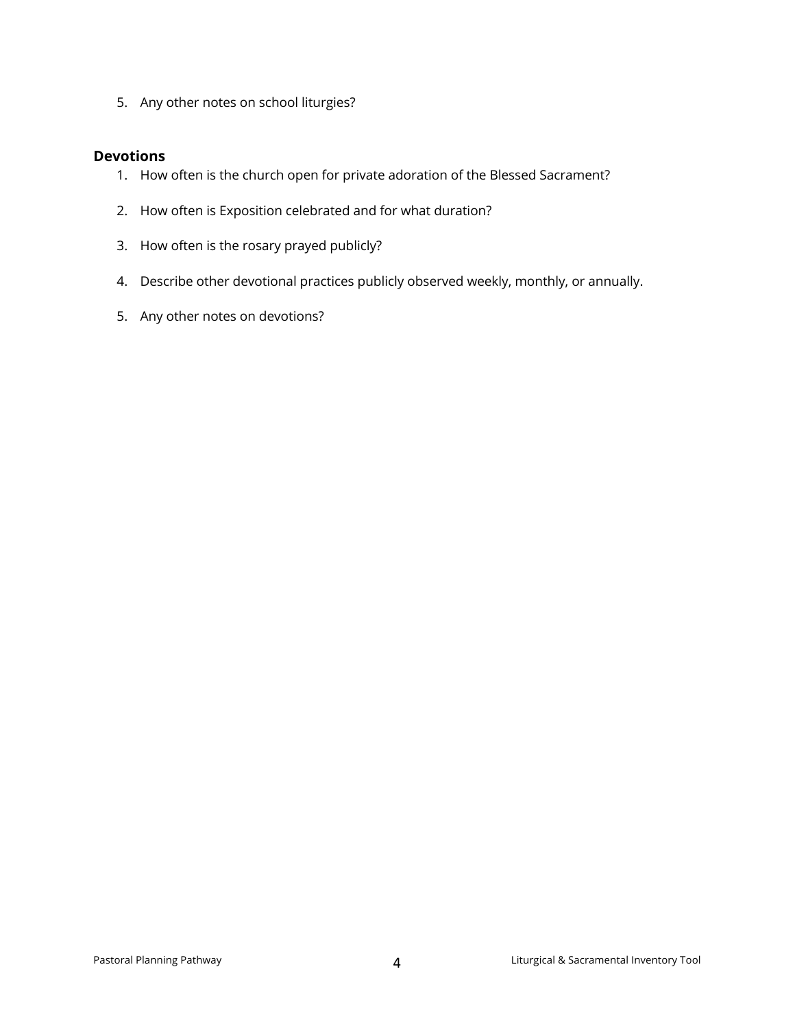5. Any other notes on school liturgies?

### Devotions

1. How often is the church open for private adoration of the Blessed Sacrament?
2. How often is Exposition celebrated and for what duration?
3. How often is the rosary prayed publicly?
4. Describe other devotional practices publicly observed weekly, monthly, or annually.
5. Any other notes on devotions?